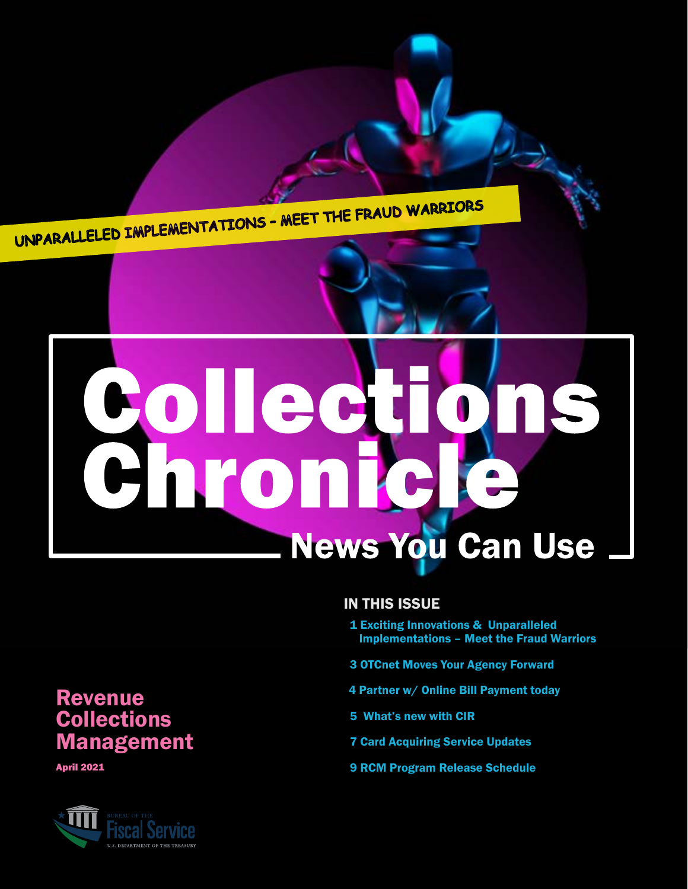UNPARALLELED IMPLEMENTATIONS - MEET THE FRAUD WARRIORS

# Collections Chronicle

## News You Can Use

### IN THIS ISSUE

1 Exciting Innovations & Unparalleled Implementations – Meet the Fraud Warriors

3 OTCnet Moves Your Agency Forward

4 Partner w/ Online Bill Payment today

5 What's new with CIR

7 Card Acquiring Service Updates

9 RCM Program Release Schedule

**Revenue Collections Management**

April 2021

Bureau of the Fiscal Service
U.S. Department of the Treasury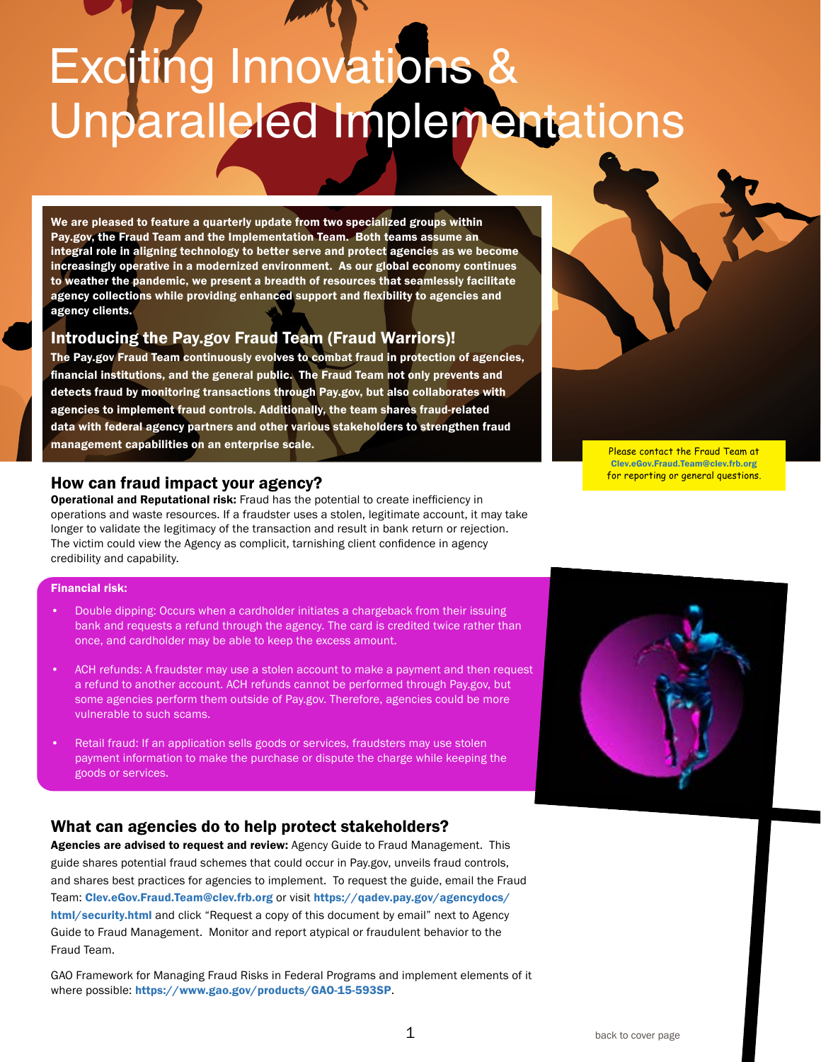# Exciting Innovations & Unparalleled Implementations

**We are pleased to feature a quarterly update from two specialized groups within Pay.gov, the Fraud Team and the Implementation Team. Both teams assume an integral role in aligning technology to better serve and protect agencies as we become increasingly operative in a modernized environment. As our global economy continues to weather the pandemic, we present a breadth of resources that seamlessly facilitate agency collections while providing enhanced support and flexibility to agencies and agency clients.**

## Introducing the Pay.gov Fraud Team (Fraud Warriors)!

**The Pay.gov Fraud Team continuously evolves to combat fraud in protection of agencies, financial institutions, and the general public. The Fraud Team not only prevents and detects fraud by monitoring transactions through Pay.gov, but also collaborates with agencies to implement fraud controls. Additionally, the team shares fraud-related data with federal agency partners and other various stakeholders to strengthen fraud management capabilities on an enterprise scale.**

Please contact the Fraud Team at **Clev.eGov.Fraud.Team@clev.frb.org** for reporting or general questions.

## How can fraud impact your agency?

**Operational and Reputational risk:** Fraud has the potential to create inefficiency in operations and waste resources. If a fraudster uses a stolen, legitimate account, it may take longer to validate the legitimacy of the transaction and result in bank return or rejection. The victim could view the Agency as complicit, tarnishing client confidence in agency credibility and capability.

**Financial risk:**

- Double dipping: Occurs when a cardholder initiates a chargeback from their issuing bank and requests a refund through the agency. The card is credited twice rather than once, and cardholder may be able to keep the excess amount.
- ACH refunds: A fraudster may use a stolen account to make a payment and then request a refund to another account. ACH refunds cannot be performed through Pay.gov, but some agencies perform them outside of Pay.gov. Therefore, agencies could be more vulnerable to such scams.
- Retail fraud: If an application sells goods or services, fraudsters may use stolen payment information to make the purchase or dispute the charge while keeping the goods or services.

## What can agencies do to help protect stakeholders?

**Agencies are advised to request and review:** Agency Guide to Fraud Management. This guide shares potential fraud schemes that could occur in Pay.gov, unveils fraud controls, and shares best practices for agencies to implement. To request the guide, email the Fraud Team: **Clev.eGov.Fraud.Team@clev.frb.org** or visit **https://qadev.pay.gov/agencydocs/html/security.html** and click "Request a copy of this document by email" next to Agency Guide to Fraud Management. Monitor and report atypical or fraudulent behavior to the Fraud Team.

GAO Framework for Managing Fraud Risks in Federal Programs and implement elements of it where possible: **https://www.gao.gov/products/GAO-15-593SP**.

back to cover page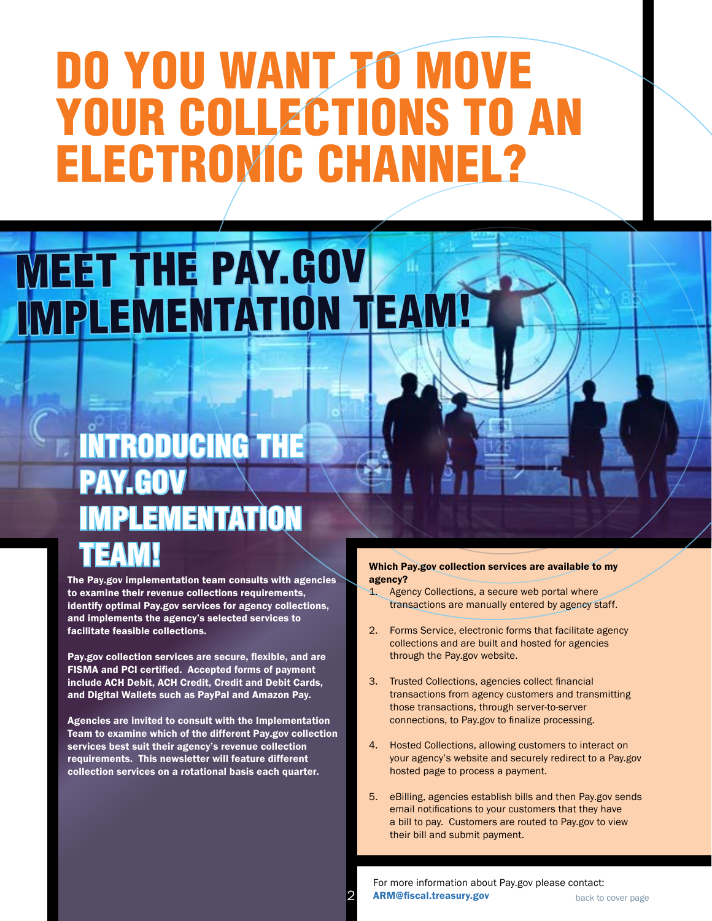# DO YOU WANT TO MOVE YOUR COLLECTIONS TO AN ELECTRONIC CHANNEL?

## MEET THE PAY.GOV IMPLEMENTATION TEAM!

### INTRODUCING THE PAY.GOV IMPLEMENTATION TEAM!

**The Pay.gov implementation team consults with agencies to examine their revenue collections requirements, identify optimal Pay.gov services for agency collections, and implements the agency's selected services to facilitate feasible collections.**

**Pay.gov collection services are secure, flexible, and are FISMA and PCI certified. Accepted forms of payment include ACH Debit, ACH Credit, Credit and Debit Cards, and Digital Wallets such as PayPal and Amazon Pay.**

**Agencies are invited to consult with the Implementation Team to examine which of the different Pay.gov collection services best suit their agency's revenue collection requirements. This newsletter will feature different collection services on a rotational basis each quarter.**

**Which Pay.gov collection services are available to my agency?**

1. Agency Collections, a secure web portal where transactions are manually entered by agency staff.
2. Forms Service, electronic forms that facilitate agency collections and are built and hosted for agencies through the Pay.gov website.
3. Trusted Collections, agencies collect financial transactions from agency customers and transmitting those transactions, through server-to-server connections, to Pay.gov to finalize processing.
4. Hosted Collections, allowing customers to interact on your agency's website and securely redirect to a Pay.gov hosted page to process a payment.
5. eBilling, agencies establish bills and then Pay.gov sends email notifications to your customers that they have a bill to pay. Customers are routed to Pay.gov to view their bill and submit payment.

For more information about Pay.gov please contact:
**ARM@fiscal.treasury.gov**

back to cover page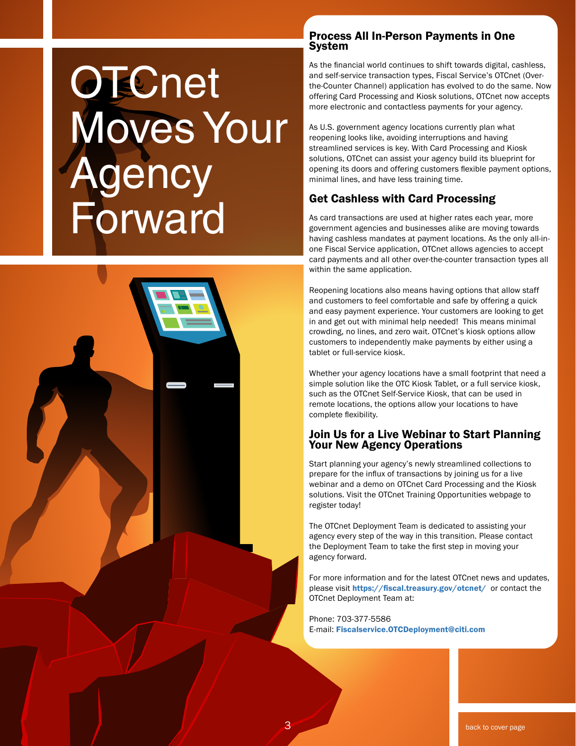# OTCnet Moves Your Agency Forward

## Process All In-Person Payments in One System

As the financial world continues to shift towards digital, cashless, and self-service transaction types, Fiscal Service's OTCnet (Over-the-Counter Channel) application has evolved to do the same. Now offering Card Processing and Kiosk solutions, OTCnet now accepts more electronic and contactless payments for your agency.

As U.S. government agency locations currently plan what reopening looks like, avoiding interruptions and having streamlined services is key. With Card Processing and Kiosk solutions, OTCnet can assist your agency build its blueprint for opening its doors and offering customers flexible payment options, minimal lines, and have less training time.

## Get Cashless with Card Processing

As card transactions are used at higher rates each year, more government agencies and businesses alike are moving towards having cashless mandates at payment locations. As the only all-in-one Fiscal Service application, OTCnet allows agencies to accept card payments and all other over-the-counter transaction types all within the same application.

Reopening locations also means having options that allow staff and customers to feel comfortable and safe by offering a quick and easy payment experience. Your customers are looking to get in and get out with minimal help needed! This means minimal crowding, no lines, and zero wait. OTCnet's kiosk options allow customers to independently make payments by either using a tablet or full-service kiosk.

Whether your agency locations have a small footprint that need a simple solution like the OTC Kiosk Tablet, or a full service kiosk, such as the OTCnet Self-Service Kiosk, that can be used in remote locations, the options allow your locations to have complete flexibility.

## Join Us for a Live Webinar to Start Planning Your New Agency Operations

Start planning your agency's newly streamlined collections to prepare for the influx of transactions by joining us for a live webinar and a demo on OTCnet Card Processing and the Kiosk solutions. Visit the OTCnet Training Opportunities webpage to register today!

The OTCnet Deployment Team is dedicated to assisting your agency every step of the way in this transition. Please contact the Deployment Team to take the first step in moving your agency forward.

For more information and for the latest OTCnet news and updates, please visit **https://fiscal.treasury.gov/otcnet/** or contact the OTCnet Deployment Team at:

Phone: 703-377-5586
E-mail: **Fiscalservice.OTCDeployment@citi.com**

back to cover page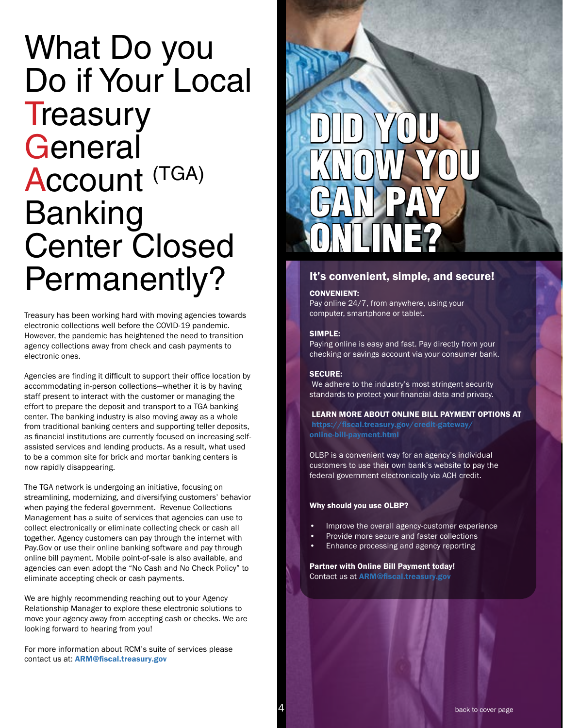# What Do you Do if Your Local Treasury General Account (TGA) Banking Center Closed Permanently?

Treasury has been working hard with moving agencies towards electronic collections well before the COVID-19 pandemic. However, the pandemic has heightened the need to transition agency collections away from check and cash payments to electronic ones.

Agencies are finding it difficult to support their office location by accommodating in-person collections—whether it is by having staff present to interact with the customer or managing the effort to prepare the deposit and transport to a TGA banking center. The banking industry is also moving away as a whole from traditional banking centers and supporting teller deposits, as financial institutions are currently focused on increasing self-assisted services and lending products. As a result, what used to be a common site for brick and mortar banking centers is now rapidly disappearing.

The TGA network is undergoing an initiative, focusing on streamlining, modernizing, and diversifying customers' behavior when paying the federal government. Revenue Collections Management has a suite of services that agencies can use to collect electronically or eliminate collecting check or cash all together. Agency customers can pay through the internet with Pay.Gov or use their online banking software and pay through online bill payment. Mobile point-of-sale is also available, and agencies can even adopt the "No Cash and No Check Policy" to eliminate accepting check or cash payments.

We are highly recommending reaching out to your Agency Relationship Manager to explore these electronic solutions to move your agency away from accepting cash or checks. We are looking forward to hearing from you!

For more information about RCM's suite of services please contact us at: **ARM@fiscal.treasury.gov**

# DID YOU KNOW YOU CAN PAY ONLINE?

## It's convenient, simple, and secure!

**CONVENIENT:**
Pay online 24/7, from anywhere, using your computer, smartphone or tablet.

**SIMPLE:**
Paying online is easy and fast. Pay directly from your checking or savings account via your consumer bank.

**SECURE:**
We adhere to the industry's most stringent security standards to protect your financial data and privacy.

**LEARN MORE ABOUT ONLINE BILL PAYMENT OPTIONS AT https://fiscal.treasury.gov/credit-gateway/online-bill-payment.html**

OLBP is a convenient way for an agency's individual customers to use their own bank's website to pay the federal government electronically via ACH credit.

**Why should you use OLBP?**

- Improve the overall agency-customer experience
- Provide more secure and faster collections
- Enhance processing and agency reporting

**Partner with Online Bill Payment today!**
Contact us at **ARM@fiscal.treasury.gov**

back to cover page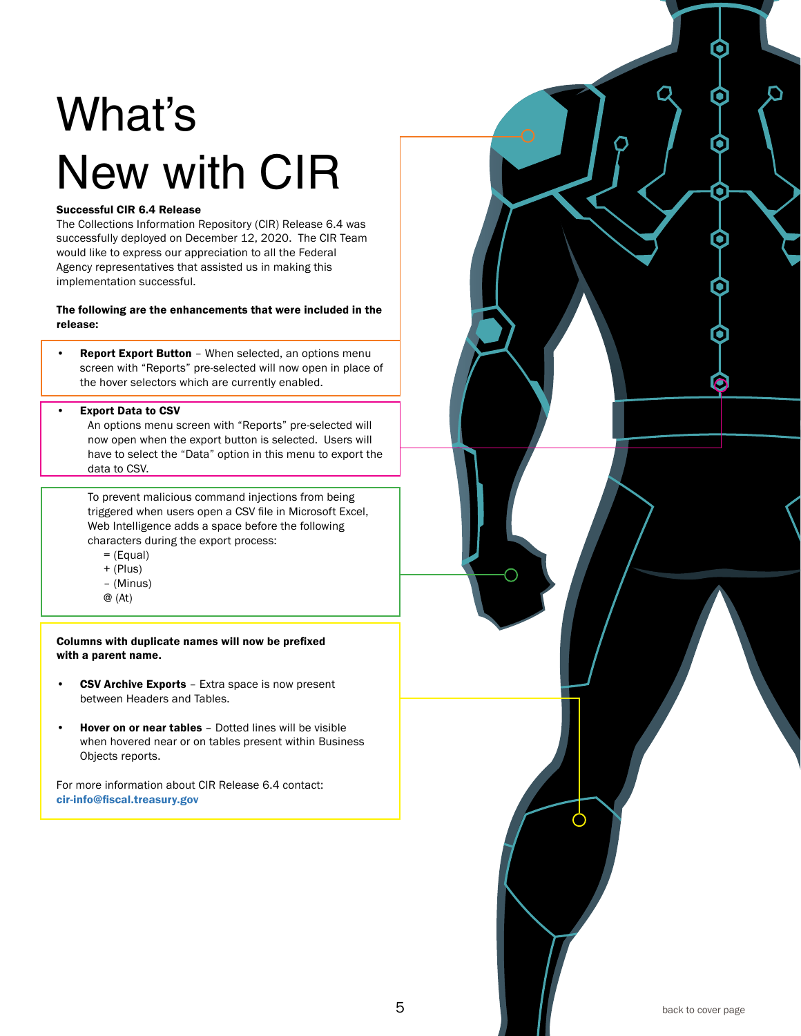# What's New with CIR

**Successful CIR 6.4 Release**

The Collections Information Repository (CIR) Release 6.4 was successfully deployed on December 12, 2020. The CIR Team would like to express our appreciation to all the Federal Agency representatives that assisted us in making this implementation successful.

**The following are the enhancements that were included in the release:**

- **Report Export Button** – When selected, an options menu screen with "Reports" pre-selected will now open in place of the hover selectors which are currently enabled.

- **Export Data to CSV**
  An options menu screen with "Reports" pre-selected will now open when the export button is selected. Users will have to select the "Data" option in this menu to export the data to CSV.

  To prevent malicious command injections from being triggered when users open a CSV file in Microsoft Excel, Web Intelligence adds a space before the following characters during the export process:
  - = (Equal)
  - + (Plus)
  - – (Minus)
  - @ (At)

**Columns with duplicate names will now be prefixed with a parent name.**

- **CSV Archive Exports** – Extra space is now present between Headers and Tables.

- **Hover on or near tables** – Dotted lines will be visible when hovered near or on tables present within Business Objects reports.

For more information about CIR Release 6.4 contact:
**cir-info@fiscal.treasury.gov**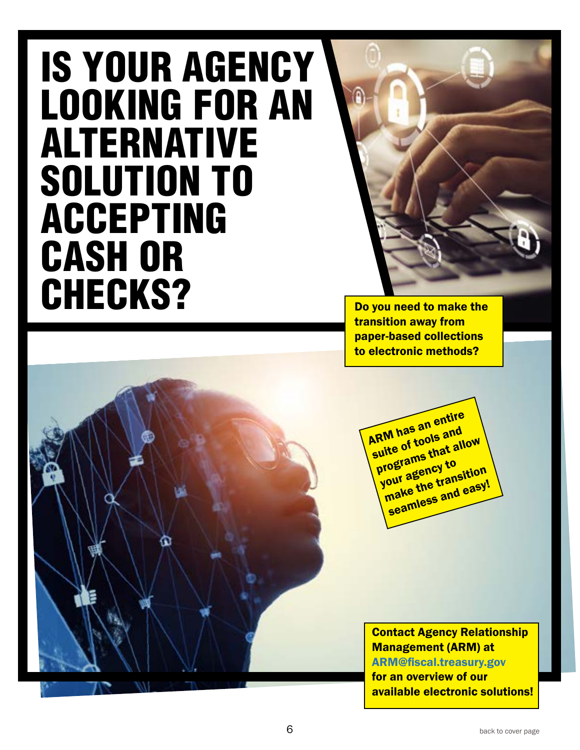# IS YOUR AGENCY LOOKING FOR AN ALTERNATIVE SOLUTION TO ACCEPTING CASH OR CHECKS?

**Do you need to make the transition away from paper-based collections to electronic methods?**

**ARM has an entire suite of tools and programs that allow your agency to make the transition seamless and easy!**

**Contact Agency Relationship Management (ARM) at ARM@fiscal.treasury.gov for an overview of our available electronic solutions!**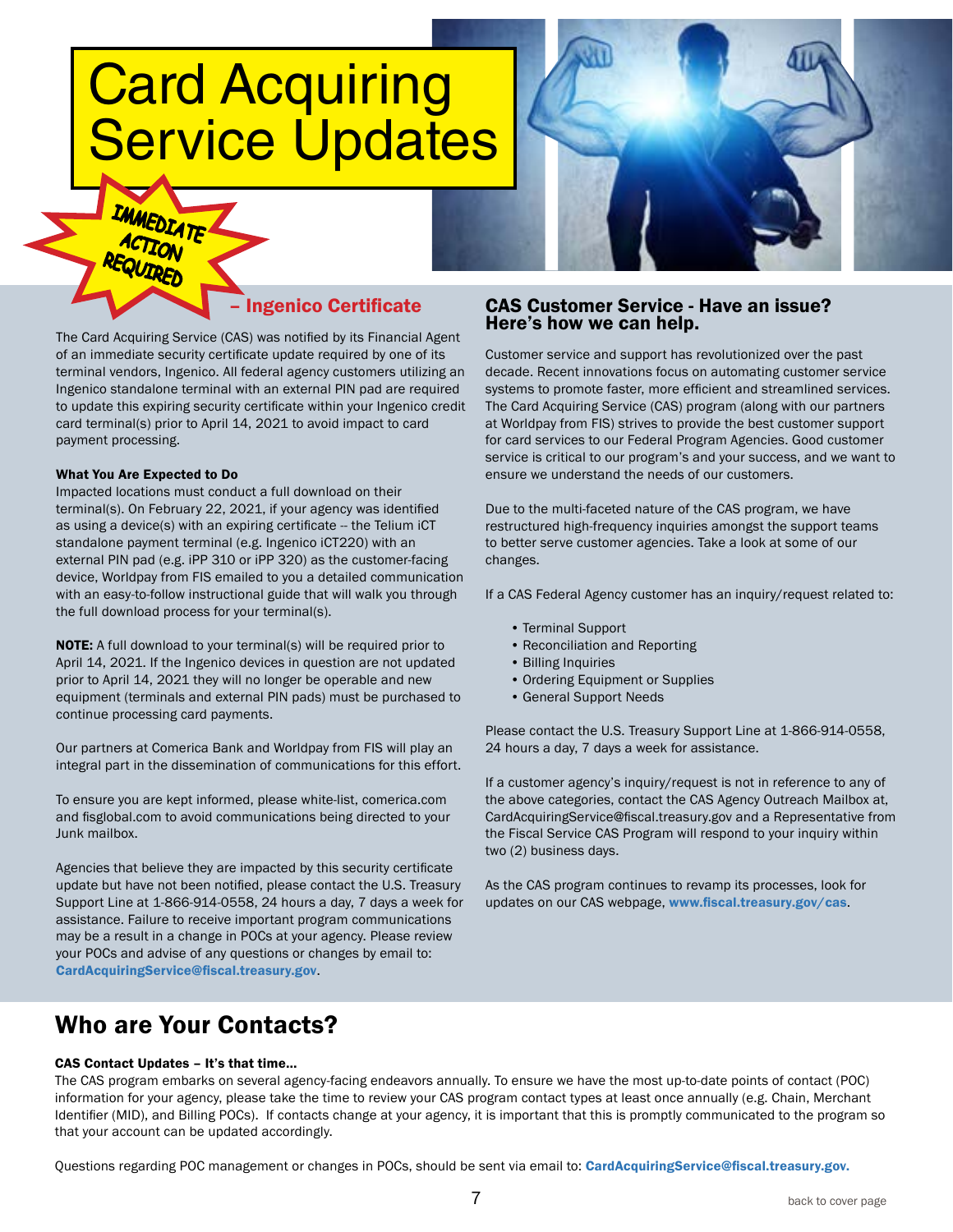# Card Acquiring Service Updates

IMMEDIATE ACTION REQUIRED

### – Ingenico Certificate

The Card Acquiring Service (CAS) was notified by its Financial Agent of an immediate security certificate update required by one of its terminal vendors, Ingenico. All federal agency customers utilizing an Ingenico standalone terminal with an external PIN pad are required to update this expiring security certificate within your Ingenico credit card terminal(s) prior to April 14, 2021 to avoid impact to card payment processing.

**What You Are Expected to Do**

Impacted locations must conduct a full download on their terminal(s). On February 22, 2021, if your agency was identified as using a device(s) with an expiring certificate -- the Telium iCT standalone payment terminal (e.g. Ingenico iCT220) with an external PIN pad (e.g. iPP 310 or iPP 320) as the customer-facing device, Worldpay from FIS emailed to you a detailed communication with an easy-to-follow instructional guide that will walk you through the full download process for your terminal(s).

**NOTE:** A full download to your terminal(s) will be required prior to April 14, 2021. If the Ingenico devices in question are not updated prior to April 14, 2021 they will no longer be operable and new equipment (terminals and external PIN pads) must be purchased to continue processing card payments.

Our partners at Comerica Bank and Worldpay from FIS will play an integral part in the dissemination of communications for this effort.

To ensure you are kept informed, please white-list, comerica.com and fisglobal.com to avoid communications being directed to your Junk mailbox.

Agencies that believe they are impacted by this security certificate update but have not been notified, please contact the U.S. Treasury Support Line at 1-866-914-0558, 24 hours a day, 7 days a week for assistance. Failure to receive important program communications may be a result in a change in POCs at your agency. Please review your POCs and advise of any questions or changes by email to: CardAcquiringService@fiscal.treasury.gov.

### CAS Customer Service - Have an issue? Here's how we can help.

Customer service and support has revolutionized over the past decade. Recent innovations focus on automating customer service systems to promote faster, more efficient and streamlined services. The Card Acquiring Service (CAS) program (along with our partners at Worldpay from FIS) strives to provide the best customer support for card services to our Federal Program Agencies. Good customer service is critical to our program's and your success, and we want to ensure we understand the needs of our customers.

Due to the multi-faceted nature of the CAS program, we have restructured high-frequency inquiries amongst the support teams to better serve customer agencies. Take a look at some of our changes.

If a CAS Federal Agency customer has an inquiry/request related to:

- Terminal Support
- Reconciliation and Reporting
- Billing Inquiries
- Ordering Equipment or Supplies
- General Support Needs

Please contact the U.S. Treasury Support Line at 1-866-914-0558, 24 hours a day, 7 days a week for assistance.

If a customer agency's inquiry/request is not in reference to any of the above categories, contact the CAS Agency Outreach Mailbox at, CardAcquiringService@fiscal.treasury.gov and a Representative from the Fiscal Service CAS Program will respond to your inquiry within two (2) business days.

As the CAS program continues to revamp its processes, look for updates on our CAS webpage, www.fiscal.treasury.gov/cas.

## Who are Your Contacts?

**CAS Contact Updates – It's that time...**

The CAS program embarks on several agency-facing endeavors annually. To ensure we have the most up-to-date points of contact (POC) information for your agency, please take the time to review your CAS program contact types at least once annually (e.g. Chain, Merchant Identifier (MID), and Billing POCs). If contacts change at your agency, it is important that this is promptly communicated to the program so that your account can be updated accordingly.

Questions regarding POC management or changes in POCs, should be sent via email to: **CardAcquiringService@fiscal.treasury.gov.**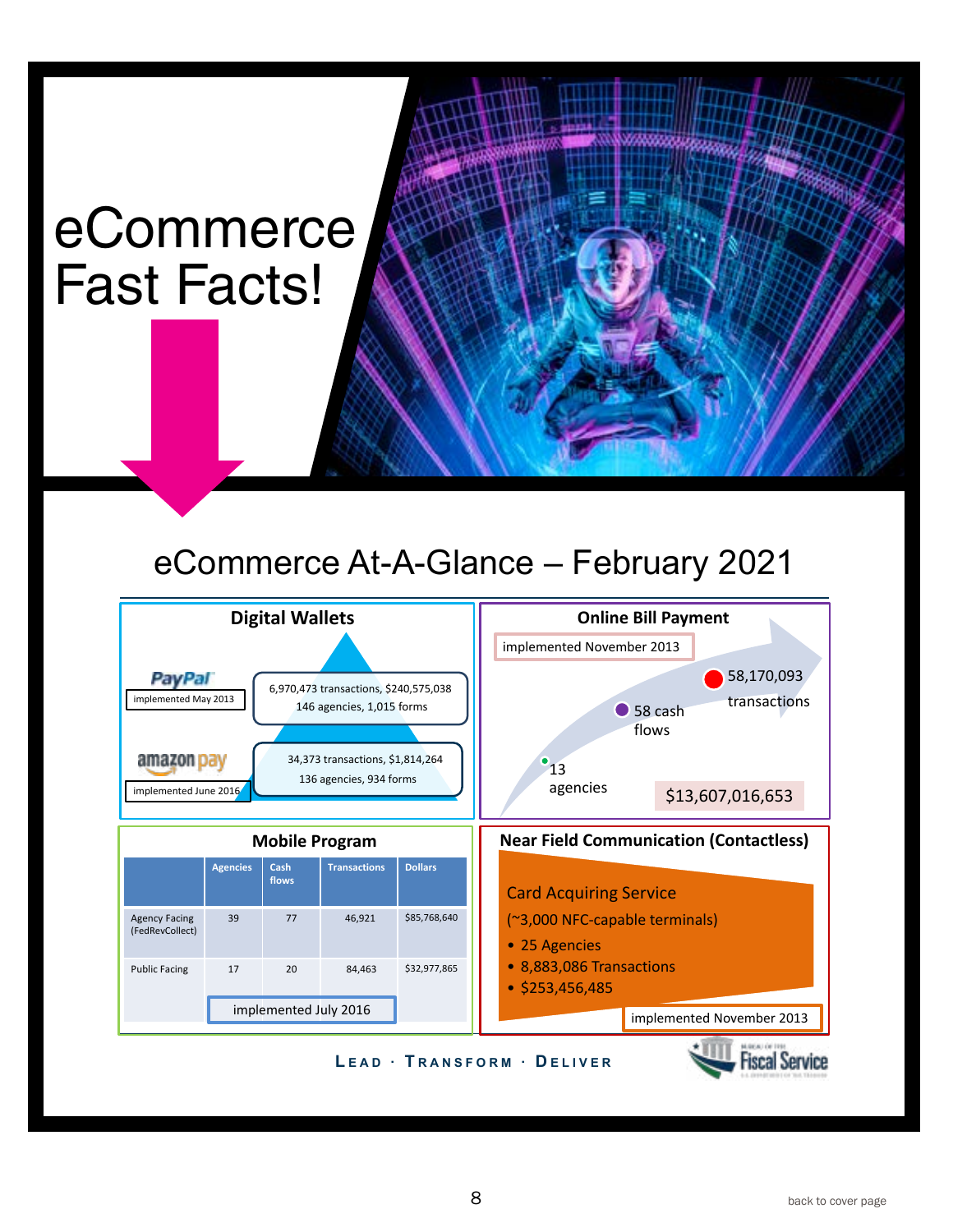# eCommerce Fast Facts!

## eCommerce At-A-Glance – February 2021

### Digital Wallets

PayPal — implemented May 2013

6,970,473 transactions, $240,575,038
146 agencies, 1,015 forms

amazon pay — implemented June 2016

34,373 transactions, $1,814,264
136 agencies, 934 forms

### Online Bill Payment

implemented November 2013

- 13 agencies
- 58 cash flows
- 58,170,093 transactions

$13,607,016,653

### Mobile Program

| | Agencies | Cash flows | Transactions | Dollars |
|---|---|---|---|---|
| Agency Facing (FedRevCollect) | 39 | 77 | 46,921 | $85,768,640 |
| Public Facing | 17 | 20 | 84,463 | $32,977,865 |

implemented July 2016

### Near Field Communication (Contactless)

Card Acquiring Service
(~3,000 NFC-capable terminals)

- 25 Agencies
- 8,883,086 Transactions
- $253,456,485

implemented November 2013

LEAD · TRANSFORM · DELIVER

Fiscal Service

back to cover page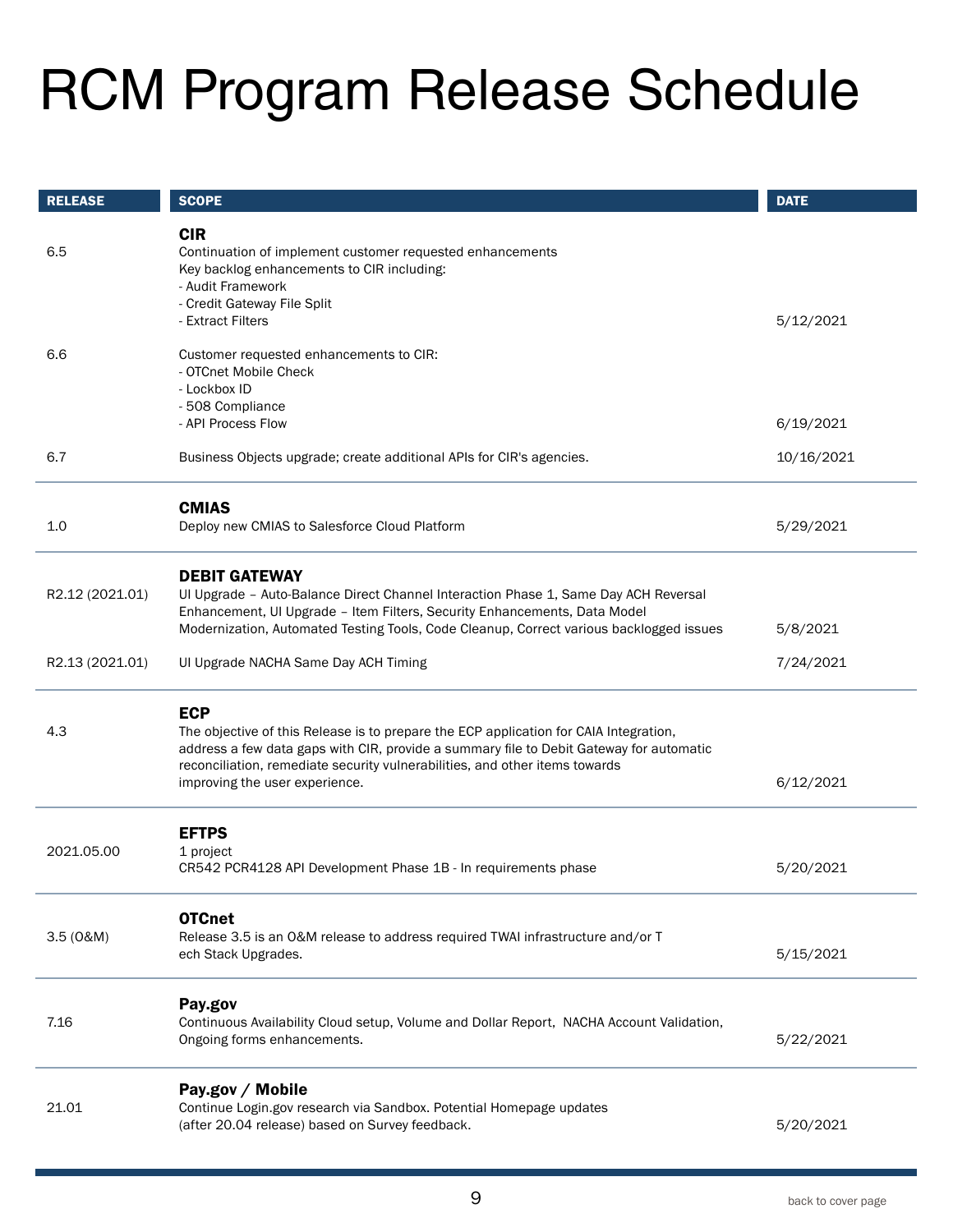# RCM Program Release Schedule

| RELEASE | SCOPE | DATE |
|---|---|---|
| 6.5 | **CIR**<br>Continuation of implement customer requested enhancements<br>Key backlog enhancements to CIR including:<br>- Audit Framework<br>- Credit Gateway File Split<br>- Extract Filters | 5/12/2021 |
| 6.6 | Customer requested enhancements to CIR:<br>- OTCnet Mobile Check<br>- Lockbox ID<br>- 508 Compliance<br>- API Process Flow | 6/19/2021 |
| 6.7 | Business Objects upgrade; create additional APIs for CIR's agencies. | 10/16/2021 |
| 1.0 | **CMIAS**<br>Deploy new CMIAS to Salesforce Cloud Platform | 5/29/2021 |
| R2.12 (2021.01) | **DEBIT GATEWAY**<br>UI Upgrade – Auto-Balance Direct Channel Interaction Phase 1, Same Day ACH Reversal Enhancement, UI Upgrade – Item Filters, Security Enhancements, Data Model Modernization, Automated Testing Tools, Code Cleanup, Correct various backlogged issues | 5/8/2021 |
| R2.13 (2021.01) | UI Upgrade NACHA Same Day ACH Timing | 7/24/2021 |
| 4.3 | **ECP**<br>The objective of this Release is to prepare the ECP application for CAIA Integration, address a few data gaps with CIR, provide a summary file to Debit Gateway for automatic reconciliation, remediate security vulnerabilities, and other items towards improving the user experience. | 6/12/2021 |
| 2021.05.00 | **EFTPS**<br>1 project<br>CR542 PCR4128 API Development Phase 1B - In requirements phase | 5/20/2021 |
| 3.5 (O&M) | **OTCnet**<br>Release 3.5 is an O&M release to address required TWAI infrastructure and/or Tech Stack Upgrades. | 5/15/2021 |
| 7.16 | **Pay.gov**<br>Continuous Availability Cloud setup, Volume and Dollar Report, NACHA Account Validation, Ongoing forms enhancements. | 5/22/2021 |
| 21.01 | **Pay.gov / Mobile**<br>Continue Login.gov research via Sandbox. Potential Homepage updates (after 20.04 release) based on Survey feedback. | 5/20/2021 |

back to cover page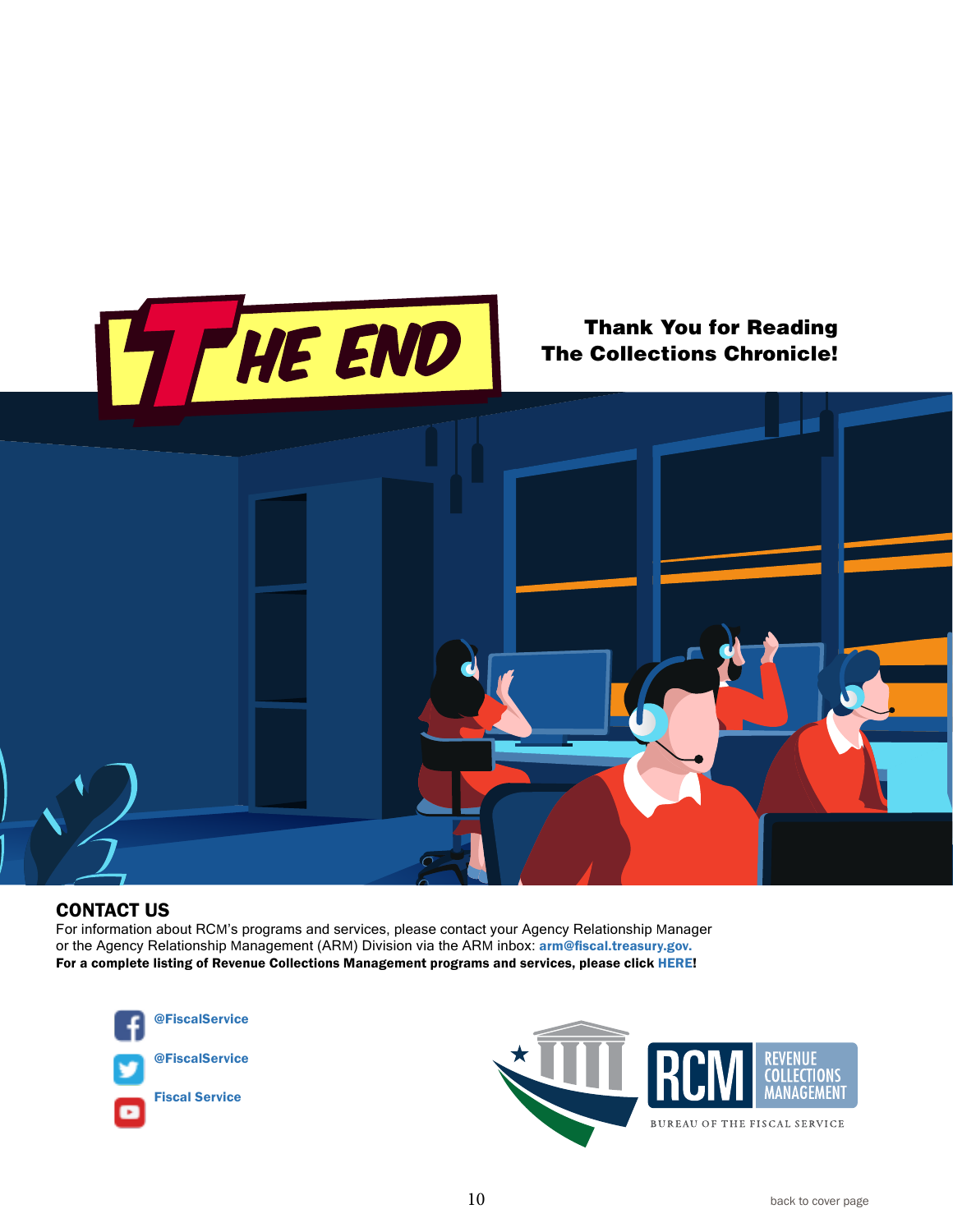THE END

**Thank You for Reading The Collections Chronicle!**

## CONTACT US

For information about RCM's programs and services, please contact your Agency Relationship Manager or the Agency Relationship Management (ARM) Division via the ARM inbox: **arm@fiscal.treasury.gov.**

**For a complete listing of Revenue Collections Management programs and services, please click HERE!**

**@FiscalService**

**@FiscalService**

**Fiscal Service**

RCM REVENUE COLLECTIONS MANAGEMENT

BUREAU OF THE FISCAL SERVICE

back to cover page